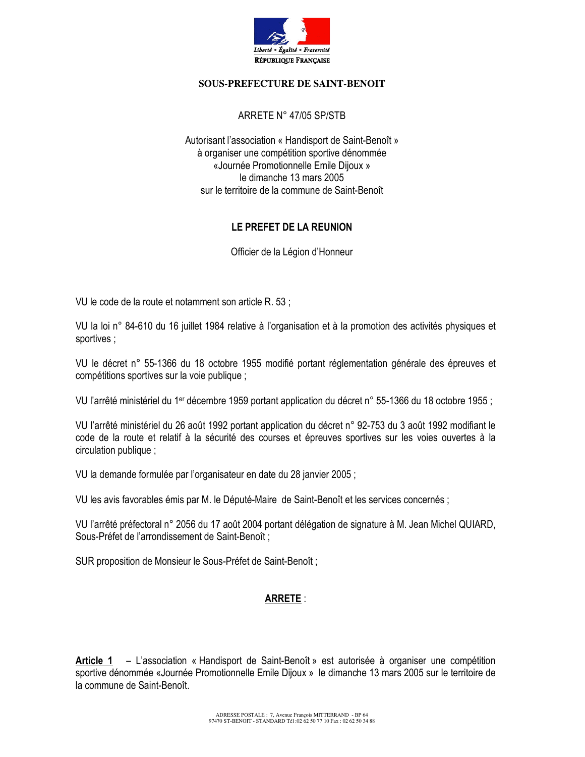Liberté • Égalité • Fraternité

RÉPUBLIQUE FRANÇAISE

**SOUS-PREFECTURE DE SAINT-BENOIT**

ARRETE N° 47/05 SP/STB

Autorisant l'association « Handisport de Saint-Benoît »
à organiser une compétition sportive dénommée
«Journée Promotionnelle Emile Dijoux »
le dimanche 13 mars 2005
sur le territoire de la commune de Saint-Benoît

**LE PREFET DE LA REUNION**

Officier de la Légion d'Honneur

VU le code de la route et notamment son article R. 53 ;

VU la loi n° 84-610 du 16 juillet 1984 relative à l'organisation et à la promotion des activités physiques et sportives ;

VU le décret n° 55-1366 du 18 octobre 1955 modifié portant réglementation générale des épreuves et compétitions sportives sur la voie publique ;

VU l'arrêté ministériel du 1er décembre 1959 portant application du décret n° 55-1366 du 18 octobre 1955 ;

VU l'arrêté ministériel du 26 août 1992 portant application du décret n° 92-753 du 3 août 1992 modifiant le code de la route et relatif à la sécurité des courses et épreuves sportives sur les voies ouvertes à la circulation publique ;

VU la demande formulée par l'organisateur en date du 28 janvier 2005 ;

VU les avis favorables émis par M. le Député-Maire de Saint-Benoît et les services concernés ;

VU l'arrêté préfectoral n° 2056 du 17 août 2004 portant délégation de signature à M. Jean Michel QUIARD, Sous-Préfet de l'arrondissement de Saint-Benoît ;

SUR proposition de Monsieur le Sous-Préfet de Saint-Benoît ;

**ARRETE** :

**Article 1** – L'association « Handisport de Saint-Benoît » est autorisée à organiser une compétition sportive dénommée «Journée Promotionnelle Emile Dijoux » le dimanche 13 mars 2005 sur le territoire de la commune de Saint-Benoît.

ADRESSE POSTALE : 7, Avenue François MITTERRAND - BP 64
97470 ST-BENOIT - STANDARD Tél :02 62 50 77 10 Fax : 02 62 50 34 88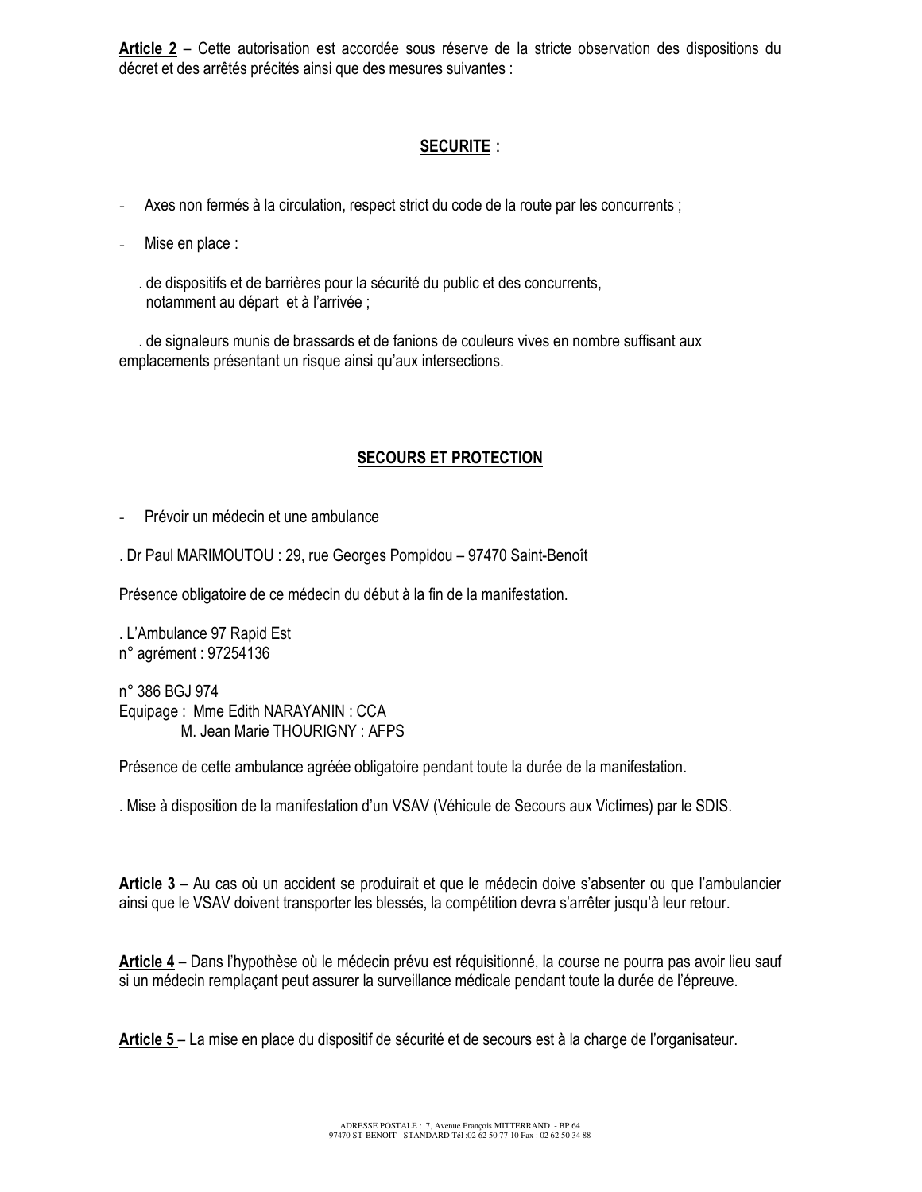**Article 2** – Cette autorisation est accordée sous réserve de la stricte observation des dispositions du décret et des arrêtés précités ainsi que des mesures suivantes :

**SECURITE** :

- Axes non fermés à la circulation, respect strict du code de la route par les concurrents ;

- Mise en place :

  . de dispositifs et de barrières pour la sécurité du public et des concurrents, notamment au départ et à l'arrivée ;

  . de signaleurs munis de brassards et de fanions de couleurs vives en nombre suffisant aux emplacements présentant un risque ainsi qu'aux intersections.

**SECOURS ET PROTECTION**

- Prévoir un médecin et une ambulance

. Dr Paul MARIMOUTOU : 29, rue Georges Pompidou – 97470 Saint-Benoît

Présence obligatoire de ce médecin du début à la fin de la manifestation.

. L'Ambulance 97 Rapid Est
n° agrément : 97254136

n° 386 BGJ 974
Equipage : Mme Edith NARAYANIN : CCA
M. Jean Marie THOURIGNY : AFPS

Présence de cette ambulance agréée obligatoire pendant toute la durée de la manifestation.

. Mise à disposition de la manifestation d'un VSAV (Véhicule de Secours aux Victimes) par le SDIS.

**Article 3** – Au cas où un accident se produirait et que le médecin doive s'absenter ou que l'ambulancier ainsi que le VSAV doivent transporter les blessés, la compétition devra s'arrêter jusqu'à leur retour.

**Article 4** – Dans l'hypothèse où le médecin prévu est réquisitionné, la course ne pourra pas avoir lieu sauf si un médecin remplaçant peut assurer la surveillance médicale pendant toute la durée de l'épreuve.

**Article 5** – La mise en place du dispositif de sécurité et de secours est à la charge de l'organisateur.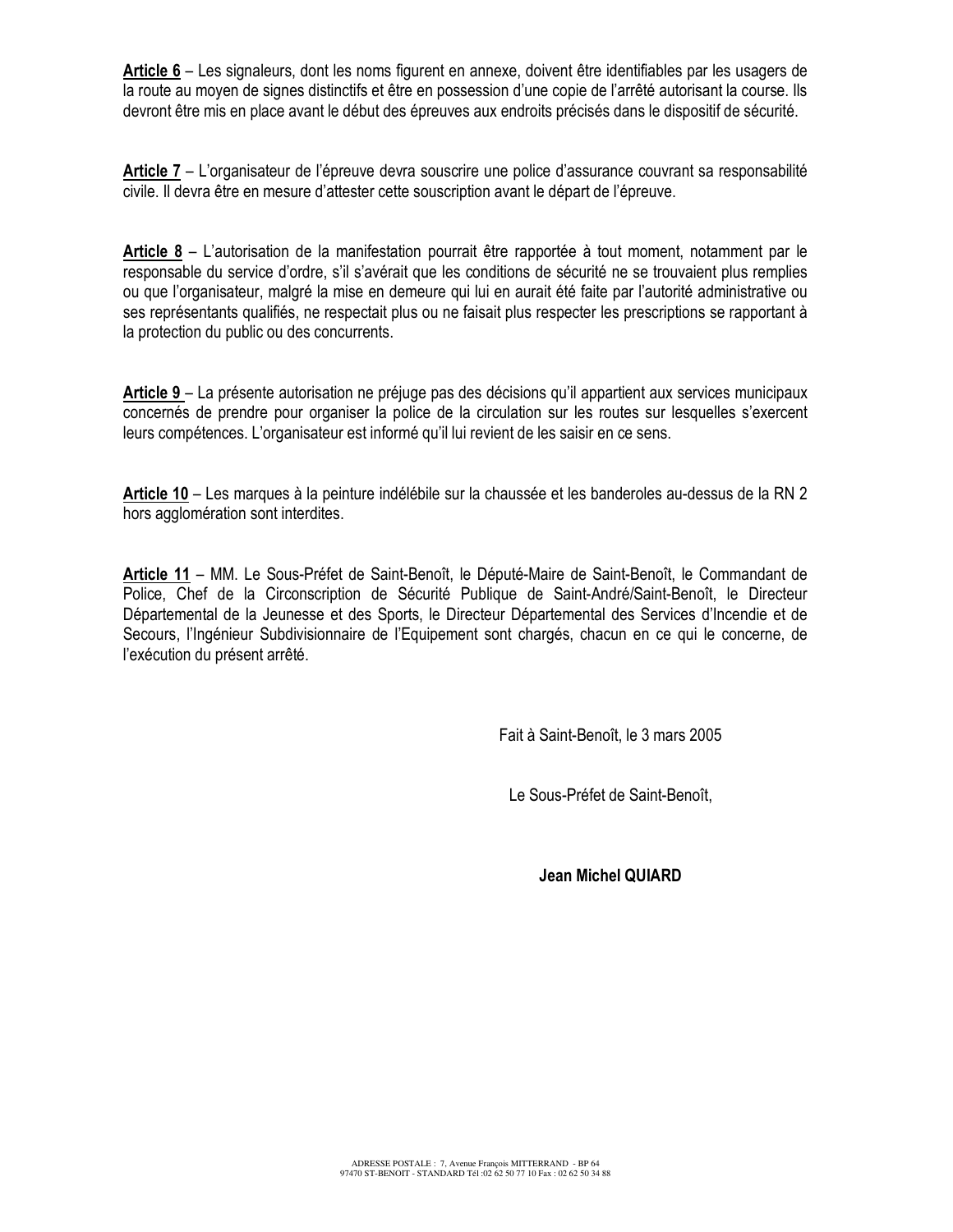**Article 6** – Les signaleurs, dont les noms figurent en annexe, doivent être identifiables par les usagers de la route au moyen de signes distinctifs et être en possession d'une copie de l'arrêté autorisant la course. Ils devront être mis en place avant le début des épreuves aux endroits précisés dans le dispositif de sécurité.

**Article 7** – L'organisateur de l'épreuve devra souscrire une police d'assurance couvrant sa responsabilité civile. Il devra être en mesure d'attester cette souscription avant le départ de l'épreuve.

**Article 8** – L'autorisation de la manifestation pourrait être rapportée à tout moment, notamment par le responsable du service d'ordre, s'il s'avérait que les conditions de sécurité ne se trouvaient plus remplies ou que l'organisateur, malgré la mise en demeure qui lui en aurait été faite par l'autorité administrative ou ses représentants qualifiés, ne respectait plus ou ne faisait plus respecter les prescriptions se rapportant à la protection du public ou des concurrents.

**Article 9** – La présente autorisation ne préjuge pas des décisions qu'il appartient aux services municipaux concernés de prendre pour organiser la police de la circulation sur les routes sur lesquelles s'exercent leurs compétences. L'organisateur est informé qu'il lui revient de les saisir en ce sens.

**Article 10** – Les marques à la peinture indélébile sur la chaussée et les banderoles au-dessus de la RN 2 hors agglomération sont interdites.

**Article 11** – MM. Le Sous-Préfet de Saint-Benoît, le Député-Maire de Saint-Benoît, le Commandant de Police, Chef de la Circonscription de Sécurité Publique de Saint-André/Saint-Benoît, le Directeur Départemental de la Jeunesse et des Sports, le Directeur Départemental des Services d'Incendie et de Secours, l'Ingénieur Subdivisionnaire de l'Equipement sont chargés, chacun en ce qui le concerne, de l'exécution du présent arrêté.

Fait à Saint-Benoît, le 3 mars 2005

Le Sous-Préfet de Saint-Benoît,

**Jean Michel QUIARD**

ADRESSE POSTALE : 7, Avenue François MITTERRAND - BP 64
97470 ST-BENOIT - STANDARD Tél :02 62 50 77 10 Fax : 02 62 50 34 88